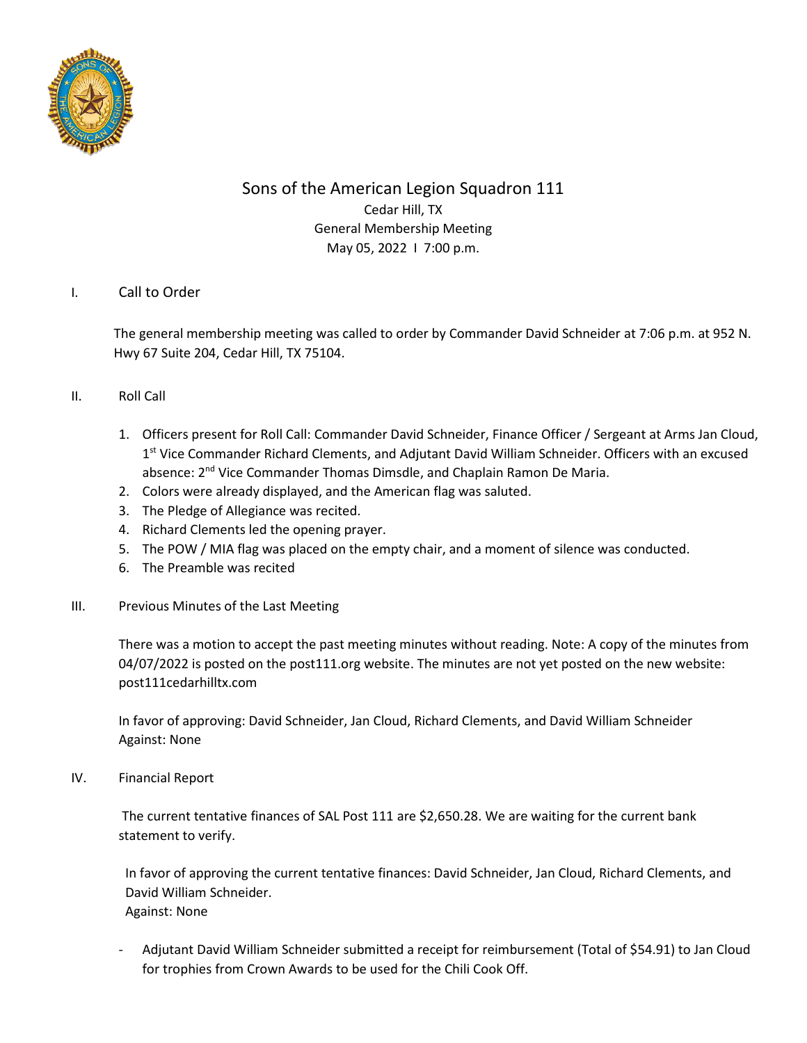# Sons of the American Legion Squadron 111

Cedar Hill, TX
General Membership Meeting
May 05, 2022 I 7:00 p.m.

## I. Call to Order

The general membership meeting was called to order by Commander David Schneider at 7:06 p.m. at 952 N. Hwy 67 Suite 204, Cedar Hill, TX 75104.

## II. Roll Call

1. Officers present for Roll Call: Commander David Schneider, Finance Officer / Sergeant at Arms Jan Cloud, 1st Vice Commander Richard Clements, and Adjutant David William Schneider. Officers with an excused absence: 2nd Vice Commander Thomas Dimsdle, and Chaplain Ramon De Maria.
2. Colors were already displayed, and the American flag was saluted.
3. The Pledge of Allegiance was recited.
4. Richard Clements led the opening prayer.
5. The POW / MIA flag was placed on the empty chair, and a moment of silence was conducted.
6. The Preamble was recited

## III. Previous Minutes of the Last Meeting

There was a motion to accept the past meeting minutes without reading. Note: A copy of the minutes from 04/07/2022 is posted on the post111.org website. The minutes are not yet posted on the new website: post111cedarhilltx.com

In favor of approving: David Schneider, Jan Cloud, Richard Clements, and David William Schneider
Against: None

## IV. Financial Report

The current tentative finances of SAL Post 111 are $2,650.28. We are waiting for the current bank statement to verify.

In favor of approving the current tentative finances: David Schneider, Jan Cloud, Richard Clements, and David William Schneider.
Against: None

- Adjutant David William Schneider submitted a receipt for reimbursement (Total of $54.91) to Jan Cloud for trophies from Crown Awards to be used for the Chili Cook Off.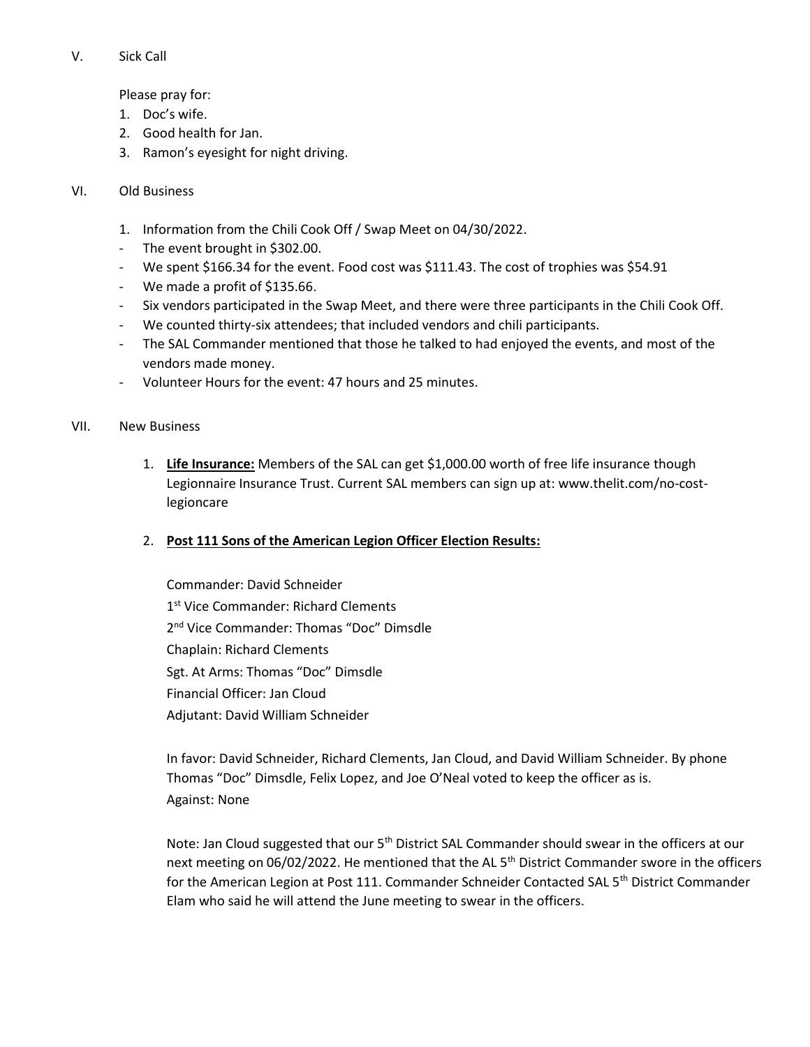V. Sick Call

Please pray for:

1. Doc's wife.
2. Good health for Jan.
3. Ramon's eyesight for night driving.

VI. Old Business

1. Information from the Chili Cook Off / Swap Meet on 04/30/2022.

- The event brought in $302.00.
- We spent $166.34 for the event. Food cost was $111.43. The cost of trophies was $54.91
- We made a profit of $135.66.
- Six vendors participated in the Swap Meet, and there were three participants in the Chili Cook Off.
- We counted thirty-six attendees; that included vendors and chili participants.
- The SAL Commander mentioned that those he talked to had enjoyed the events, and most of the vendors made money.
- Volunteer Hours for the event: 47 hours and 25 minutes.

VII. New Business

1. **Life Insurance:** Members of the SAL can get $1,000.00 worth of free life insurance though Legionnaire Insurance Trust. Current SAL members can sign up at: www.thelit.com/no-cost-legioncare

2. **Post 111 Sons of the American Legion Officer Election Results:**

   Commander: David Schneider
   1st Vice Commander: Richard Clements
   2nd Vice Commander: Thomas "Doc" Dimsdle
   Chaplain: Richard Clements
   Sgt. At Arms: Thomas "Doc" Dimsdle
   Financial Officer: Jan Cloud
   Adjutant: David William Schneider

   In favor: David Schneider, Richard Clements, Jan Cloud, and David William Schneider. By phone Thomas "Doc" Dimsdle, Felix Lopez, and Joe O'Neal voted to keep the officer as is.
   Against: None

   Note: Jan Cloud suggested that our 5th District SAL Commander should swear in the officers at our next meeting on 06/02/2022. He mentioned that the AL 5th District Commander swore in the officers for the American Legion at Post 111. Commander Schneider Contacted SAL 5th District Commander Elam who said he will attend the June meeting to swear in the officers.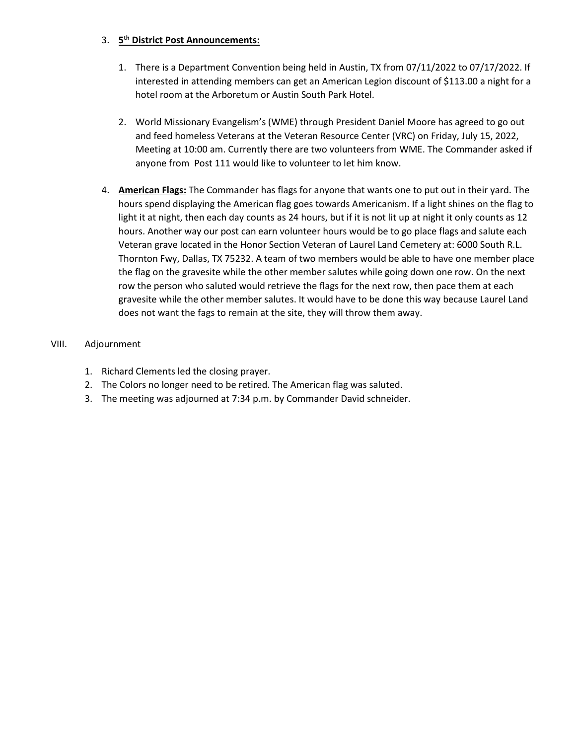3. **5th District Post Announcements:**

    1. There is a Department Convention being held in Austin, TX from 07/11/2022 to 07/17/2022. If interested in attending members can get an American Legion discount of $113.00 a night for a hotel room at the Arboretum or Austin South Park Hotel.

    2. World Missionary Evangelism's (WME) through President Daniel Moore has agreed to go out and feed homeless Veterans at the Veteran Resource Center (VRC) on Friday, July 15, 2022, Meeting at 10:00 am. Currently there are two volunteers from WME. The Commander asked if anyone from Post 111 would like to volunteer to let him know.

4. **American Flags:** The Commander has flags for anyone that wants one to put out in their yard. The hours spend displaying the American flag goes towards Americanism. If a light shines on the flag to light it at night, then each day counts as 24 hours, but if it is not lit up at night it only counts as 12 hours. Another way our post can earn volunteer hours would be to go place flags and salute each Veteran grave located in the Honor Section Veteran of Laurel Land Cemetery at: 6000 South R.L. Thornton Fwy, Dallas, TX 75232. A team of two members would be able to have one member place the flag on the gravesite while the other member salutes while going down one row. On the next row the person who saluted would retrieve the flags for the next row, then pace them at each gravesite while the other member salutes. It would have to be done this way because Laurel Land does not want the fags to remain at the site, they will throw them away.

VIII. Adjournment

1. Richard Clements led the closing prayer.
2. The Colors no longer need to be retired. The American flag was saluted.
3. The meeting was adjourned at 7:34 p.m. by Commander David schneider.